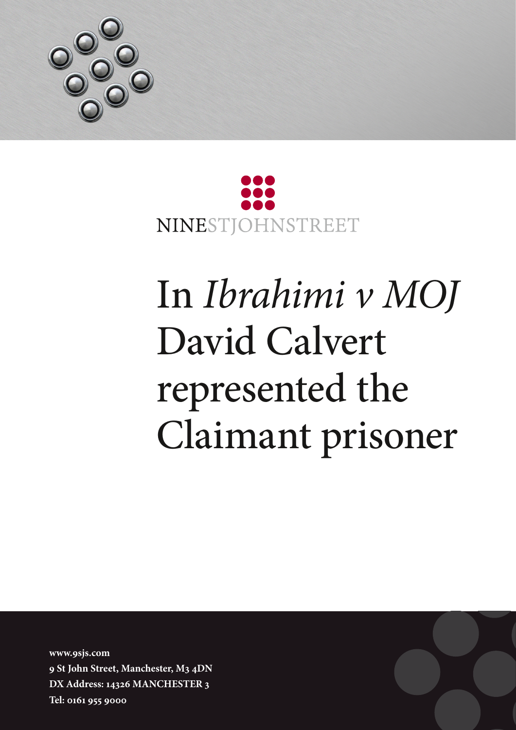NINESTJOHNSTREET

# In *Ibrahimi v MOJ* David Calvert represented the Claimant prisoner

**www.9sjs.com**
**9 St John Street, Manchester, M3 4DN**
**DX Address: 14326 MANCHESTER 3**
**Tel: 0161 955 9000**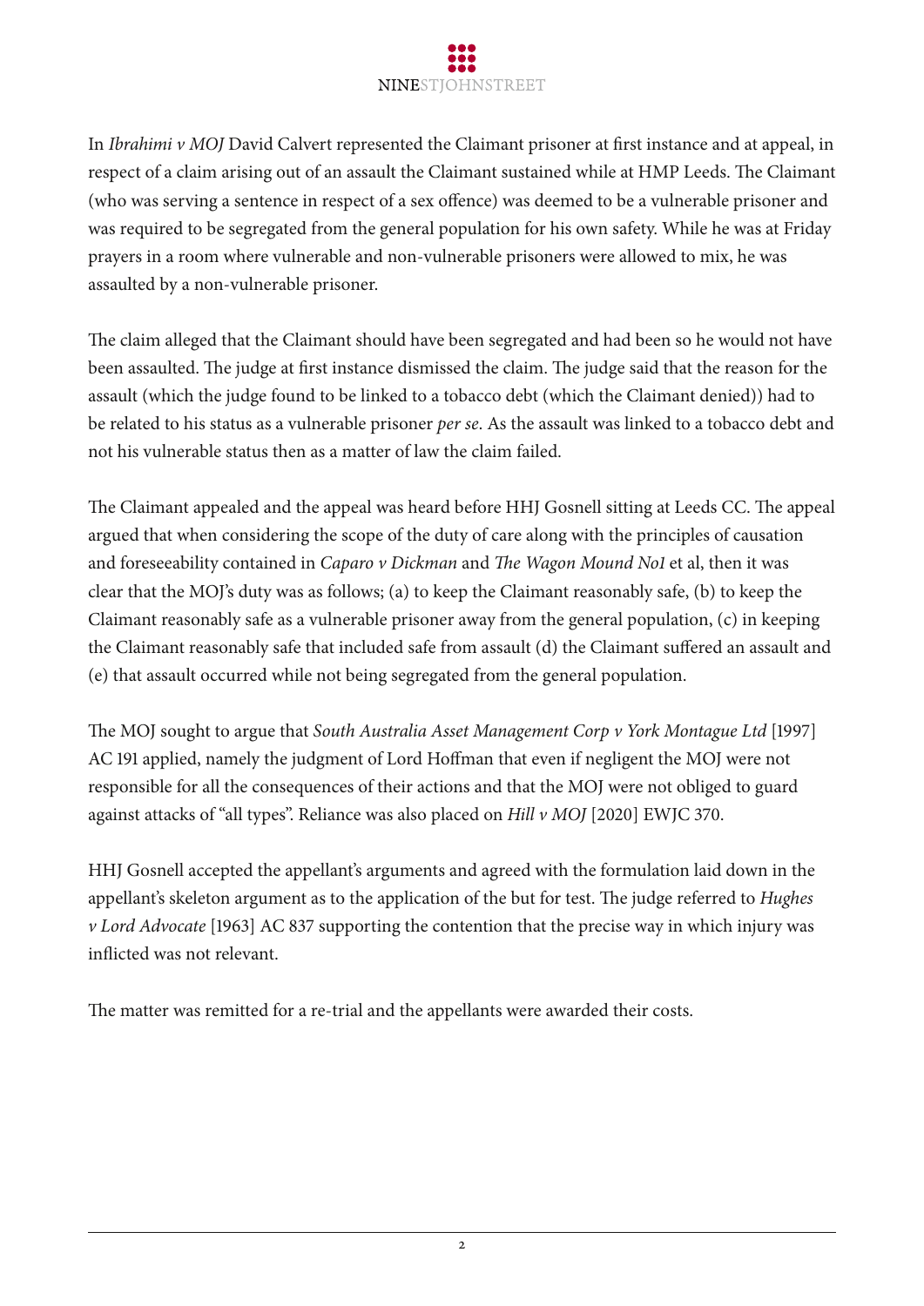In *Ibrahimi v MOJ* David Calvert represented the Claimant prisoner at first instance and at appeal, in respect of a claim arising out of an assault the Claimant sustained while at HMP Leeds. The Claimant (who was serving a sentence in respect of a sex offence) was deemed to be a vulnerable prisoner and was required to be segregated from the general population for his own safety. While he was at Friday prayers in a room where vulnerable and non-vulnerable prisoners were allowed to mix, he was assaulted by a non-vulnerable prisoner.

The claim alleged that the Claimant should have been segregated and had been so he would not have been assaulted. The judge at first instance dismissed the claim. The judge said that the reason for the assault (which the judge found to be linked to a tobacco debt (which the Claimant denied)) had to be related to his status as a vulnerable prisoner *per se*. As the assault was linked to a tobacco debt and not his vulnerable status then as a matter of law the claim failed.

The Claimant appealed and the appeal was heard before HHJ Gosnell sitting at Leeds CC. The appeal argued that when considering the scope of the duty of care along with the principles of causation and foreseeability contained in *Caparo v Dickman* and *The Wagon Mound No1* et al, then it was clear that the MOJ's duty was as follows; (a) to keep the Claimant reasonably safe, (b) to keep the Claimant reasonably safe as a vulnerable prisoner away from the general population, (c) in keeping the Claimant reasonably safe that included safe from assault (d) the Claimant suffered an assault and (e) that assault occurred while not being segregated from the general population.

The MOJ sought to argue that *South Australia Asset Management Corp v York Montague Ltd* [1997] AC 191 applied, namely the judgment of Lord Hoffman that even if negligent the MOJ were not responsible for all the consequences of their actions and that the MOJ were not obliged to guard against attacks of "all types". Reliance was also placed on *Hill v MOJ* [2020] EWJC 370.

HHJ Gosnell accepted the appellant's arguments and agreed with the formulation laid down in the appellant's skeleton argument as to the application of the but for test. The judge referred to *Hughes v Lord Advocate* [1963] AC 837 supporting the contention that the precise way in which injury was inflicted was not relevant.

The matter was remitted for a re-trial and the appellants were awarded their costs.